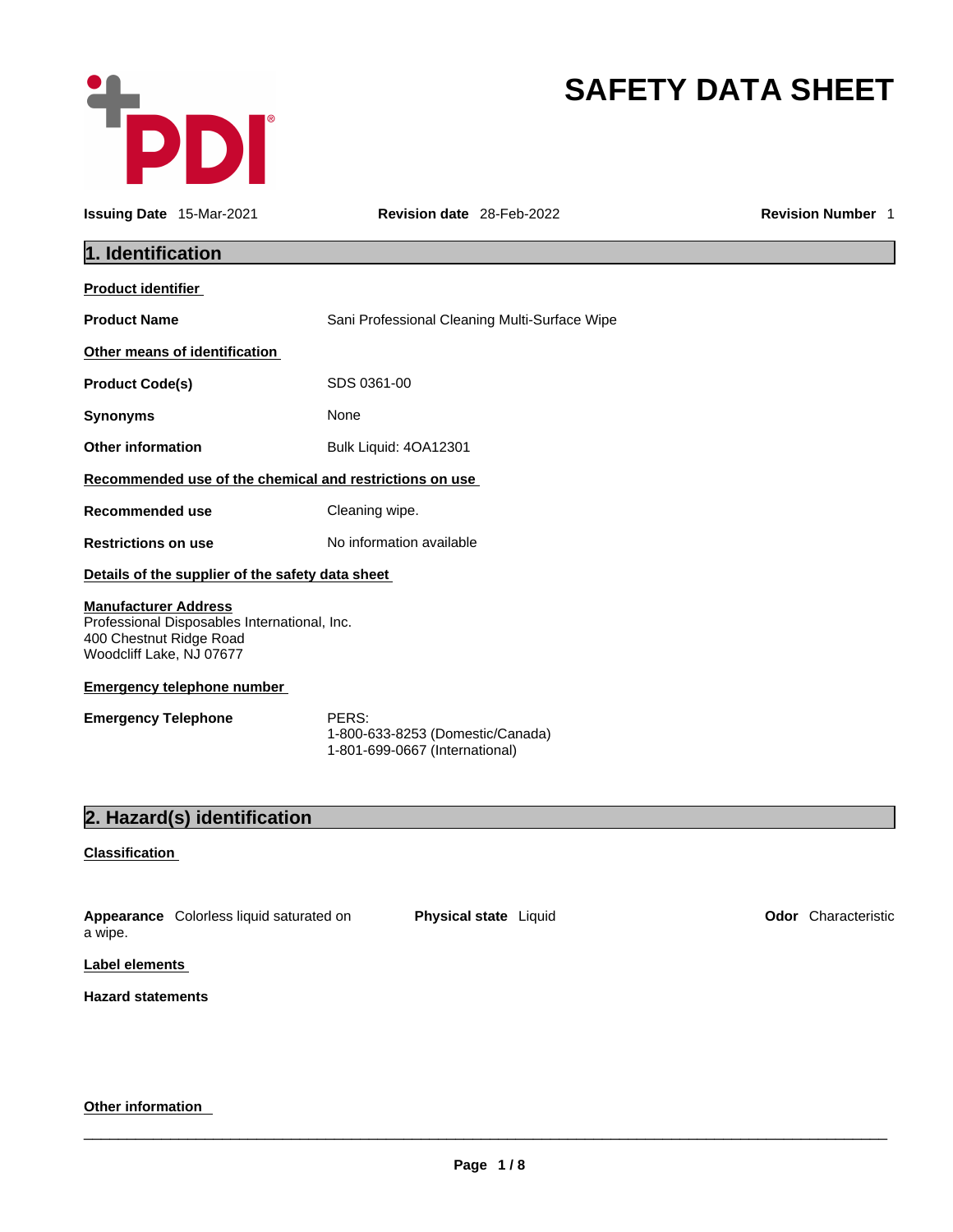# SAFETY DATA SHEET

**Issuing Date** 15-Mar-2021 **Revision date** 28-Feb-2022 **Revision Number** 1

## 1. Identification

**Product identifier**

| | |
|---|---|
| **Product Name** | Sani Professional Cleaning Multi-Surface Wipe |

**Other means of identification**

| | |
|---|---|
| **Product Code(s)** | SDS 0361-00 |
| **Synonyms** | None |
| **Other information** | Bulk Liquid: 4OA12301 |

**Recommended use of the chemical and restrictions on use**

| | |
|---|---|
| **Recommended use** | Cleaning wipe. |
| **Restrictions on use** | No information available |

**Details of the supplier of the safety data sheet**

**Manufacturer Address**
Professional Disposables International, Inc.
400 Chestnut Ridge Road
Woodcliff Lake, NJ 07677

**Emergency telephone number**

| | |
|---|---|
| **Emergency Telephone** | PERS:<br>1-800-633-8253 (Domestic/Canada)<br>1-801-699-0667 (International) |

## 2. Hazard(s) identification

**Classification**

**Appearance** Colorless liquid saturated on a wipe. **Physical state** Liquid **Odor** Characteristic

**Label elements**

**Hazard statements**

**Other information**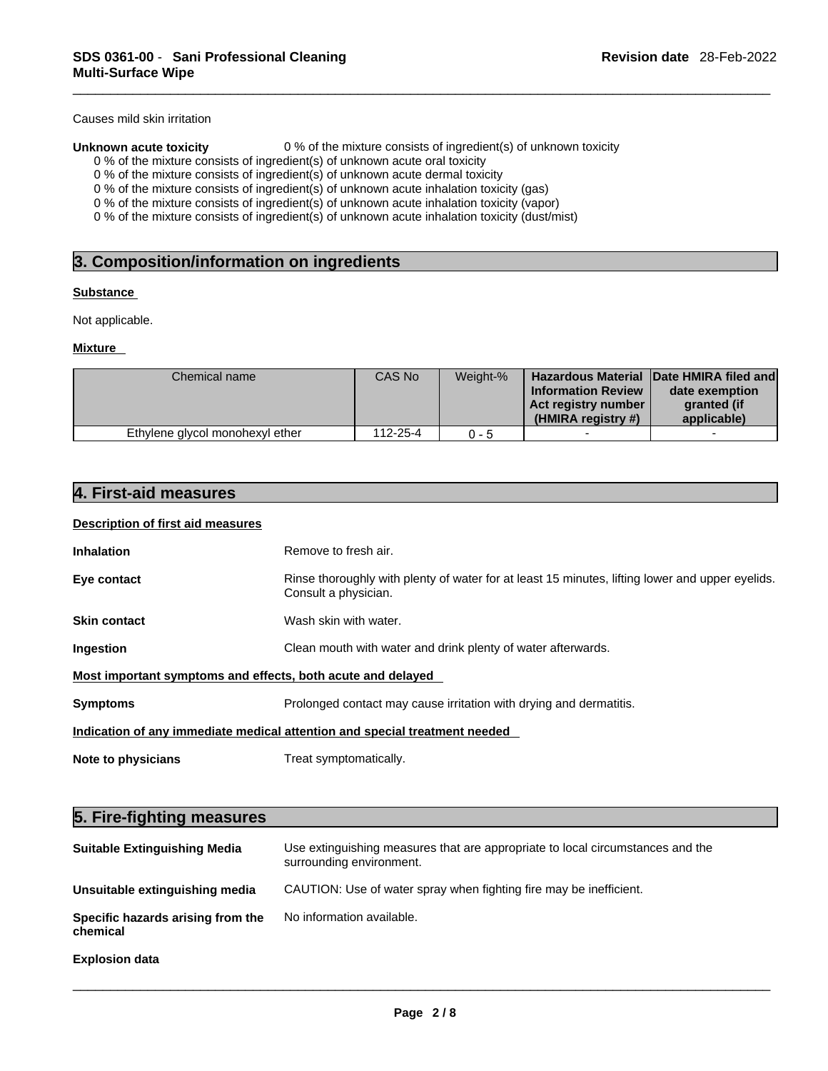Causes mild skin irritation

**Unknown acute toxicity** 0 % of the mixture consists of ingredient(s) of unknown toxicity

0 % of the mixture consists of ingredient(s) of unknown acute oral toxicity
0 % of the mixture consists of ingredient(s) of unknown acute dermal toxicity
0 % of the mixture consists of ingredient(s) of unknown acute inhalation toxicity (gas)
0 % of the mixture consists of ingredient(s) of unknown acute inhalation toxicity (vapor)
0 % of the mixture consists of ingredient(s) of unknown acute inhalation toxicity (dust/mist)

## 3. Composition/information on ingredients

**Substance**

Not applicable.

**Mixture**

| Chemical name | CAS No | Weight-% | Hazardous Material Information Review Act registry number (HMIRA registry #) | Date HMIRA filed and date exemption granted (if applicable) |
|---|---|---|---|---|
| Ethylene glycol monohexyl ether | 112-25-4 | 0 - 5 | - | - |

## 4. First-aid measures

**Description of first aid measures**

**Inhalation** Remove to fresh air.

**Eye contact** Rinse thoroughly with plenty of water for at least 15 minutes, lifting lower and upper eyelids. Consult a physician.

**Skin contact** Wash skin with water.

**Ingestion** Clean mouth with water and drink plenty of water afterwards.

**Most important symptoms and effects, both acute and delayed**

**Symptoms** Prolonged contact may cause irritation with drying and dermatitis.

**Indication of any immediate medical attention and special treatment needed**

**Note to physicians** Treat symptomatically.

## 5. Fire-fighting measures

**Suitable Extinguishing Media** Use extinguishing measures that are appropriate to local circumstances and the surrounding environment.

**Unsuitable extinguishing media** CAUTION: Use of water spray when fighting fire may be inefficient.

**Specific hazards arising from the chemical** No information available.

**Explosion data**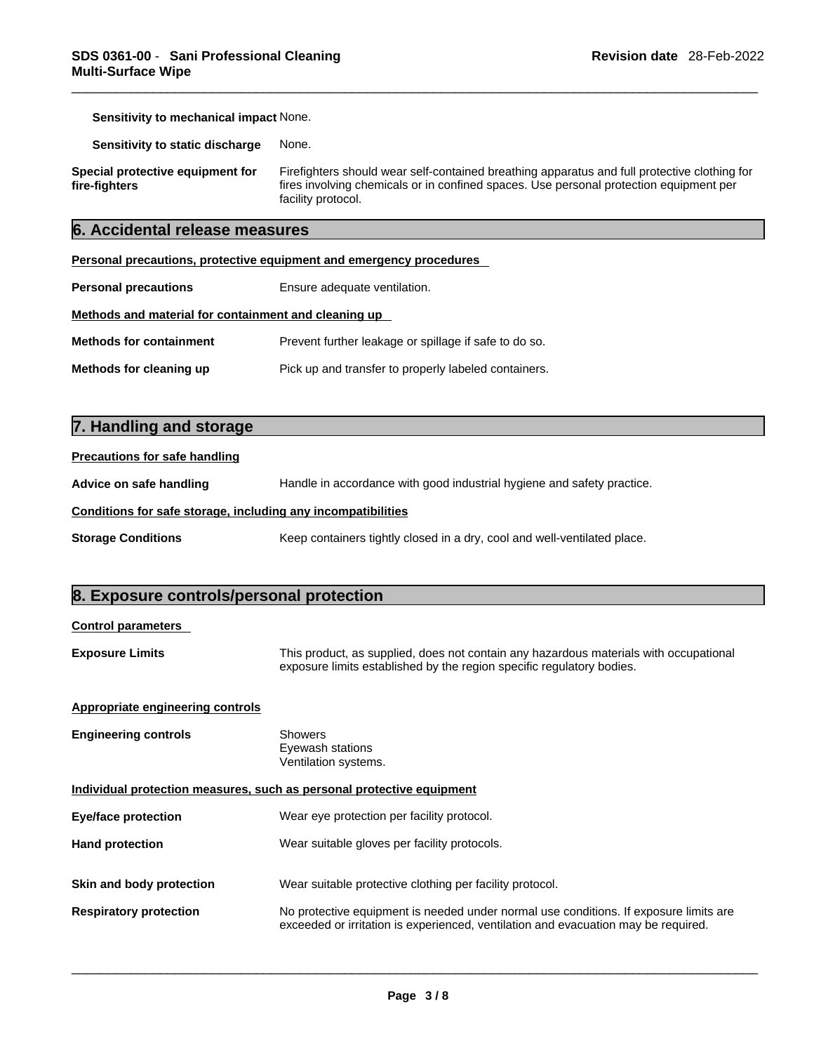| | |
|---|---|
| **Sensitivity to mechanical impact** | None. |
| **Sensitivity to static discharge** | None. |
| **Special protective equipment for fire-fighters** | Firefighters should wear self-contained breathing apparatus and full protective clothing for fires involving chemicals or in confined spaces. Use personal protection equipment per facility protocol. |

## 6. Accidental release measures

**Personal precautions, protective equipment and emergency procedures**

| | |
|---|---|
| **Personal precautions** | Ensure adequate ventilation. |

**Methods and material for containment and cleaning up**

| | |
|---|---|
| **Methods for containment** | Prevent further leakage or spillage if safe to do so. |
| **Methods for cleaning up** | Pick up and transfer to properly labeled containers. |

## 7. Handling and storage

**Precautions for safe handling**

| | |
|---|---|
| **Advice on safe handling** | Handle in accordance with good industrial hygiene and safety practice. |

**Conditions for safe storage, including any incompatibilities**

| | |
|---|---|
| **Storage Conditions** | Keep containers tightly closed in a dry, cool and well-ventilated place. |

## 8. Exposure controls/personal protection

**Control parameters**

| | |
|---|---|
| **Exposure Limits** | This product, as supplied, does not contain any hazardous materials with occupational exposure limits established by the region specific regulatory bodies. |

**Appropriate engineering controls**

| | |
|---|---|
| **Engineering controls** | Showers<br>Eyewash stations<br>Ventilation systems. |

**Individual protection measures, such as personal protective equipment**

| | |
|---|---|
| **Eye/face protection** | Wear eye protection per facility protocol. |
| **Hand protection** | Wear suitable gloves per facility protocols. |
| **Skin and body protection** | Wear suitable protective clothing per facility protocol. |
| **Respiratory protection** | No protective equipment is needed under normal use conditions. If exposure limits are exceeded or irritation is experienced, ventilation and evacuation may be required. |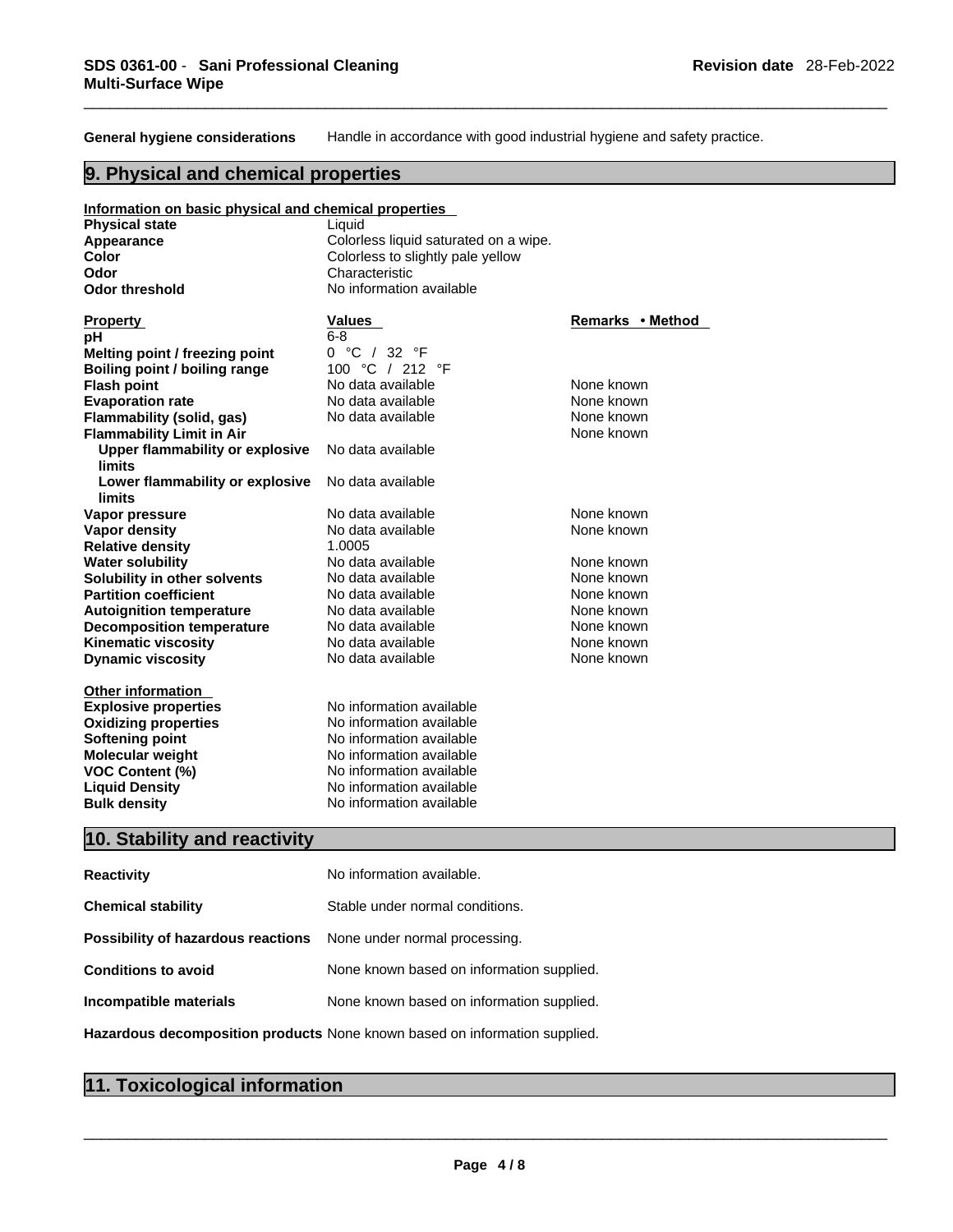**General hygiene considerations** Handle in accordance with good industrial hygiene and safety practice.

## 9. Physical and chemical properties

**Information on basic physical and chemical properties**

| | |
|---|---|
| **Physical state** | Liquid |
| **Appearance** | Colorless liquid saturated on a wipe. |
| **Color** | Colorless to slightly pale yellow |
| **Odor** | Characteristic |
| **Odor threshold** | No information available |

| Property | Values | Remarks • Method |
|---|---|---|
| **pH** | 6-8 | |
| **Melting point / freezing point** | 0 °C / 32 °F | |
| **Boiling point / boiling range** | 100 °C / 212 °F | |
| **Flash point** | No data available | None known |
| **Evaporation rate** | No data available | None known |
| **Flammability (solid, gas)** | No data available | None known |
| **Flammability Limit in Air** | | None known |
| **Upper flammability or explosive limits** | No data available | |
| **Lower flammability or explosive limits** | No data available | |
| **Vapor pressure** | No data available | None known |
| **Vapor density** | No data available | None known |
| **Relative density** | 1.0005 | |
| **Water solubility** | No data available | None known |
| **Solubility in other solvents** | No data available | None known |
| **Partition coefficient** | No data available | None known |
| **Autoignition temperature** | No data available | None known |
| **Decomposition temperature** | No data available | None known |
| **Kinematic viscosity** | No data available | None known |
| **Dynamic viscosity** | No data available | None known |

**Other information**

| | |
|---|---|
| **Explosive properties** | No information available |
| **Oxidizing properties** | No information available |
| **Softening point** | No information available |
| **Molecular weight** | No information available |
| **VOC Content (%)** | No information available |
| **Liquid Density** | No information available |
| **Bulk density** | No information available |

## 10. Stability and reactivity

**Reactivity** No information available.

**Chemical stability** Stable under normal conditions.

**Possibility of hazardous reactions** None under normal processing.

**Conditions to avoid** None known based on information supplied.

**Incompatible materials** None known based on information supplied.

**Hazardous decomposition products** None known based on information supplied.

## 11. Toxicological information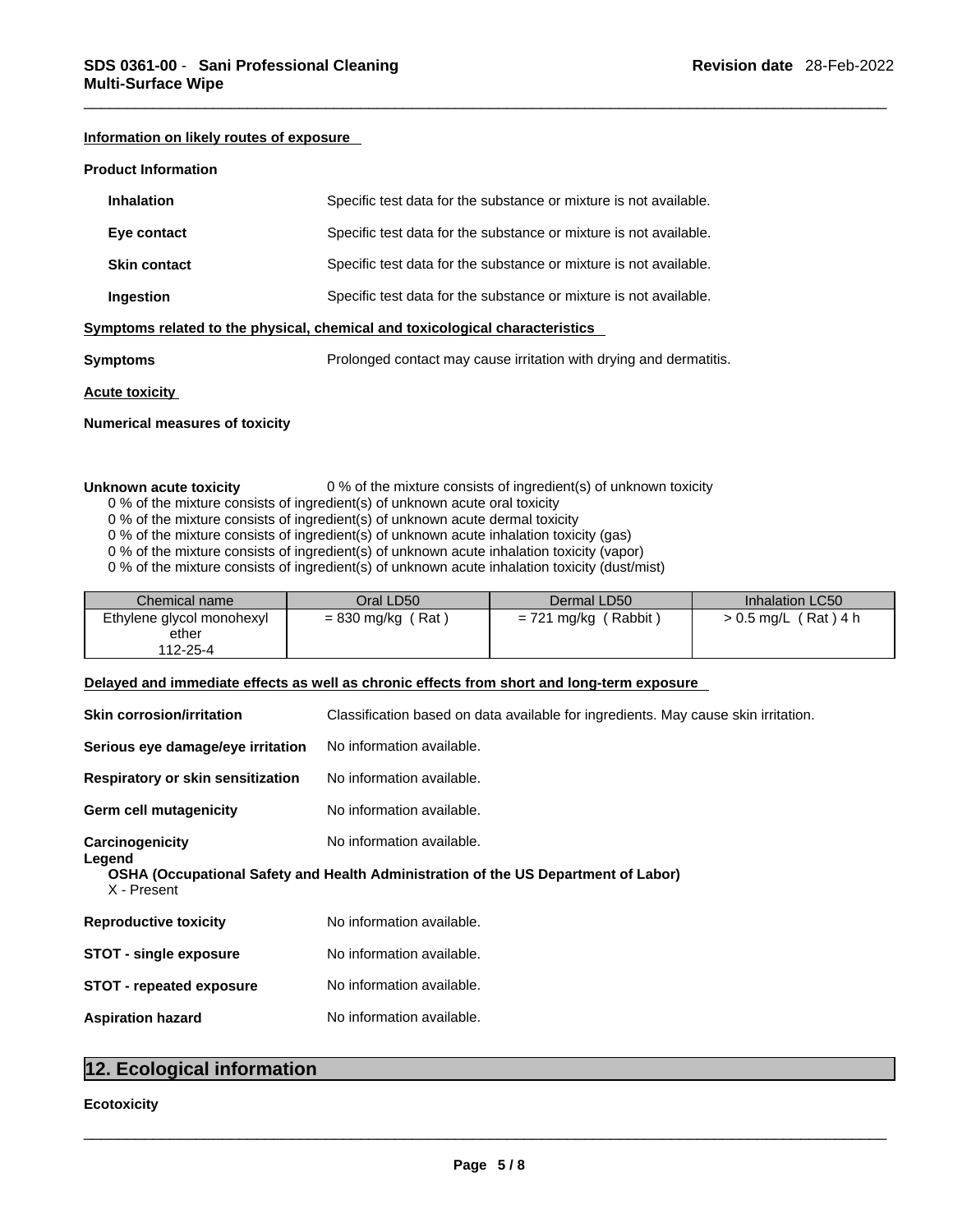**Information on likely routes of exposure**

**Product Information**

| | |
|---|---|
| **Inhalation** | Specific test data for the substance or mixture is not available. |
| **Eye contact** | Specific test data for the substance or mixture is not available. |
| **Skin contact** | Specific test data for the substance or mixture is not available. |
| **Ingestion** | Specific test data for the substance or mixture is not available. |

**Symptoms related to the physical, chemical and toxicological characteristics**

**Symptoms** Prolonged contact may cause irritation with drying and dermatitis.

**Acute toxicity**

**Numerical measures of toxicity**

**Unknown acute toxicity** 0 % of the mixture consists of ingredient(s) of unknown toxicity

0 % of the mixture consists of ingredient(s) of unknown acute oral toxicity
0 % of the mixture consists of ingredient(s) of unknown acute dermal toxicity
0 % of the mixture consists of ingredient(s) of unknown acute inhalation toxicity (gas)
0 % of the mixture consists of ingredient(s) of unknown acute inhalation toxicity (vapor)
0 % of the mixture consists of ingredient(s) of unknown acute inhalation toxicity (dust/mist)

| Chemical name | Oral LD50 | Dermal LD50 | Inhalation LC50 |
|---|---|---|---|
| Ethylene glycol monohexyl ether 112-25-4 | = 830 mg/kg ( Rat ) | = 721 mg/kg ( Rabbit ) | > 0.5 mg/L ( Rat ) 4 h |

**Delayed and immediate effects as well as chronic effects from short and long-term exposure**

| | |
|---|---|
| **Skin corrosion/irritation** | Classification based on data available for ingredients. May cause skin irritation. |
| **Serious eye damage/eye irritation** | No information available. |
| **Respiratory or skin sensitization** | No information available. |
| **Germ cell mutagenicity** | No information available. |
| **Carcinogenicity** | No information available. |

**Legend**

**OSHA (Occupational Safety and Health Administration of the US Department of Labor)**

X - Present

| | |
|---|---|
| **Reproductive toxicity** | No information available. |
| **STOT - single exposure** | No information available. |
| **STOT - repeated exposure** | No information available. |
| **Aspiration hazard** | No information available. |

## 12. Ecological information

**Ecotoxicity**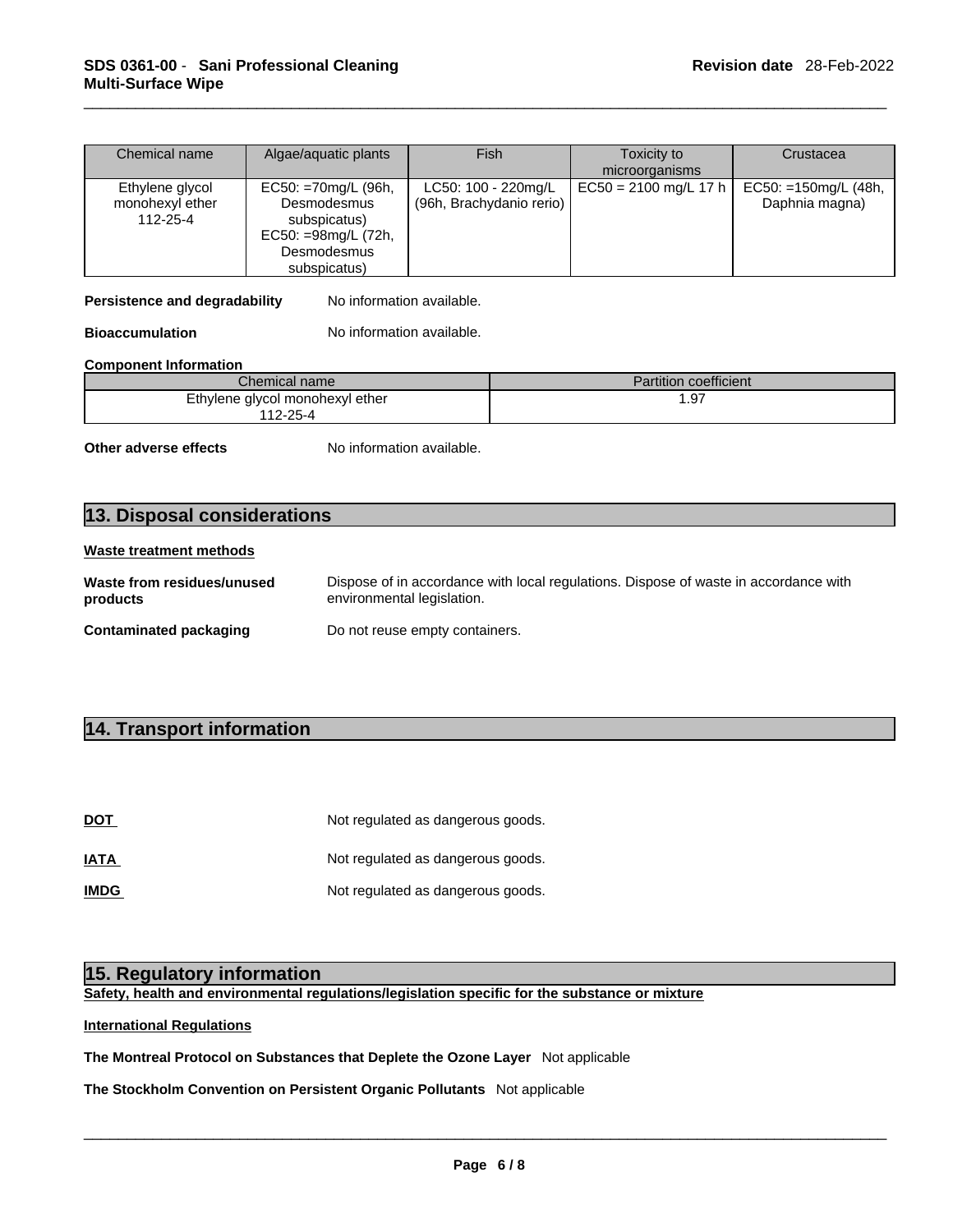| Chemical name | Algae/aquatic plants | Fish | Toxicity to microorganisms | Crustacea |
|---|---|---|---|---|
| Ethylene glycol monohexyl ether 112-25-4 | EC50: =70mg/L (96h, Desmodesmus subspicatus) EC50: =98mg/L (72h, Desmodesmus subspicatus) | LC50: 100 - 220mg/L (96h, Brachydanio rerio) | EC50 = 2100 mg/L 17 h | EC50: =150mg/L (48h, Daphnia magna) |

**Persistence and degradability** No information available.

**Bioaccumulation** No information available.

**Component Information**

| Chemical name | Partition coefficient |
|---|---|
| Ethylene glycol monohexyl ether 112-25-4 | 1.97 |

**Other adverse effects** No information available.

## 13. Disposal considerations

**Waste treatment methods**

**Waste from residues/unused products** Dispose of in accordance with local regulations. Dispose of waste in accordance with environmental legislation.

**Contaminated packaging** Do not reuse empty containers.

## 14. Transport information

**DOT** Not regulated as dangerous goods.

**IATA** Not regulated as dangerous goods.

**IMDG** Not regulated as dangerous goods.

## 15. Regulatory information

**Safety, health and environmental regulations/legislation specific for the substance or mixture**

**International Regulations**

**The Montreal Protocol on Substances that Deplete the Ozone Layer** Not applicable

**The Stockholm Convention on Persistent Organic Pollutants** Not applicable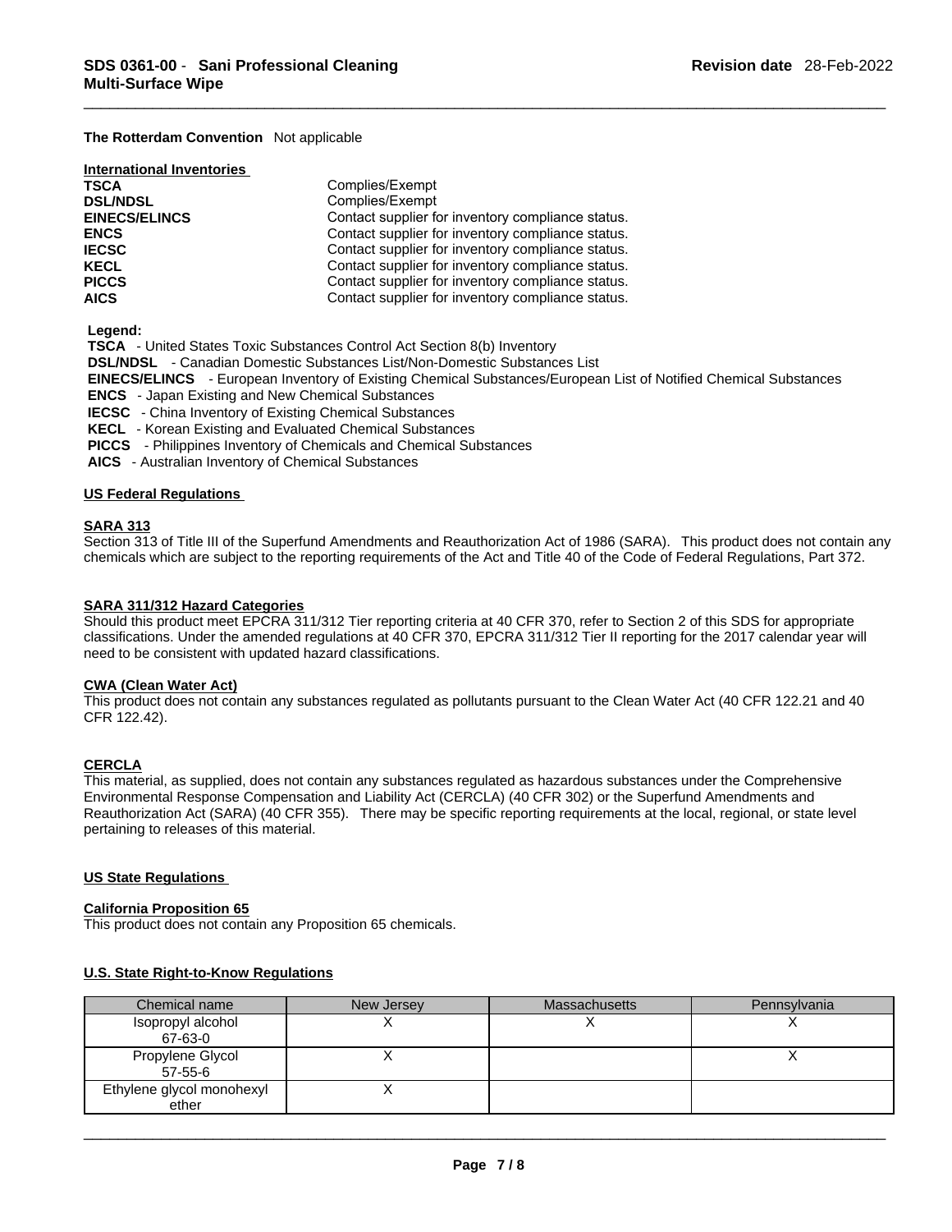**The Rotterdam Convention** Not applicable

**International Inventories**

| | |
|---|---|
| **TSCA** | Complies/Exempt |
| **DSL/NDSL** | Complies/Exempt |
| **EINECS/ELINCS** | Contact supplier for inventory compliance status. |
| **ENCS** | Contact supplier for inventory compliance status. |
| **IECSC** | Contact supplier for inventory compliance status. |
| **KECL** | Contact supplier for inventory compliance status. |
| **PICCS** | Contact supplier for inventory compliance status. |
| **AICS** | Contact supplier for inventory compliance status. |

**Legend:**

**TSCA** - United States Toxic Substances Control Act Section 8(b) Inventory
**DSL/NDSL** - Canadian Domestic Substances List/Non-Domestic Substances List
**EINECS/ELINCS** - European Inventory of Existing Chemical Substances/European List of Notified Chemical Substances
**ENCS** - Japan Existing and New Chemical Substances
**IECSC** - China Inventory of Existing Chemical Substances
**KECL** - Korean Existing and Evaluated Chemical Substances
**PICCS** - Philippines Inventory of Chemicals and Chemical Substances
**AICS** - Australian Inventory of Chemical Substances

## US Federal Regulations

### SARA 313

Section 313 of Title III of the Superfund Amendments and Reauthorization Act of 1986 (SARA). This product does not contain any chemicals which are subject to the reporting requirements of the Act and Title 40 of the Code of Federal Regulations, Part 372.

### SARA 311/312 Hazard Categories

Should this product meet EPCRA 311/312 Tier reporting criteria at 40 CFR 370, refer to Section 2 of this SDS for appropriate classifications. Under the amended regulations at 40 CFR 370, EPCRA 311/312 Tier II reporting for the 2017 calendar year will need to be consistent with updated hazard classifications.

### CWA (Clean Water Act)

This product does not contain any substances regulated as pollutants pursuant to the Clean Water Act (40 CFR 122.21 and 40 CFR 122.42).

### CERCLA

This material, as supplied, does not contain any substances regulated as hazardous substances under the Comprehensive Environmental Response Compensation and Liability Act (CERCLA) (40 CFR 302) or the Superfund Amendments and Reauthorization Act (SARA) (40 CFR 355). There may be specific reporting requirements at the local, regional, or state level pertaining to releases of this material.

## US State Regulations

### California Proposition 65

This product does not contain any Proposition 65 chemicals.

### U.S. State Right-to-Know Regulations

| Chemical name | New Jersey | Massachusetts | Pennsylvania |
|---|---|---|---|
| Isopropyl alcohol 67-63-0 | X | X | X |
| Propylene Glycol 57-55-6 | X | | X |
| Ethylene glycol monohexyl ether | X | | |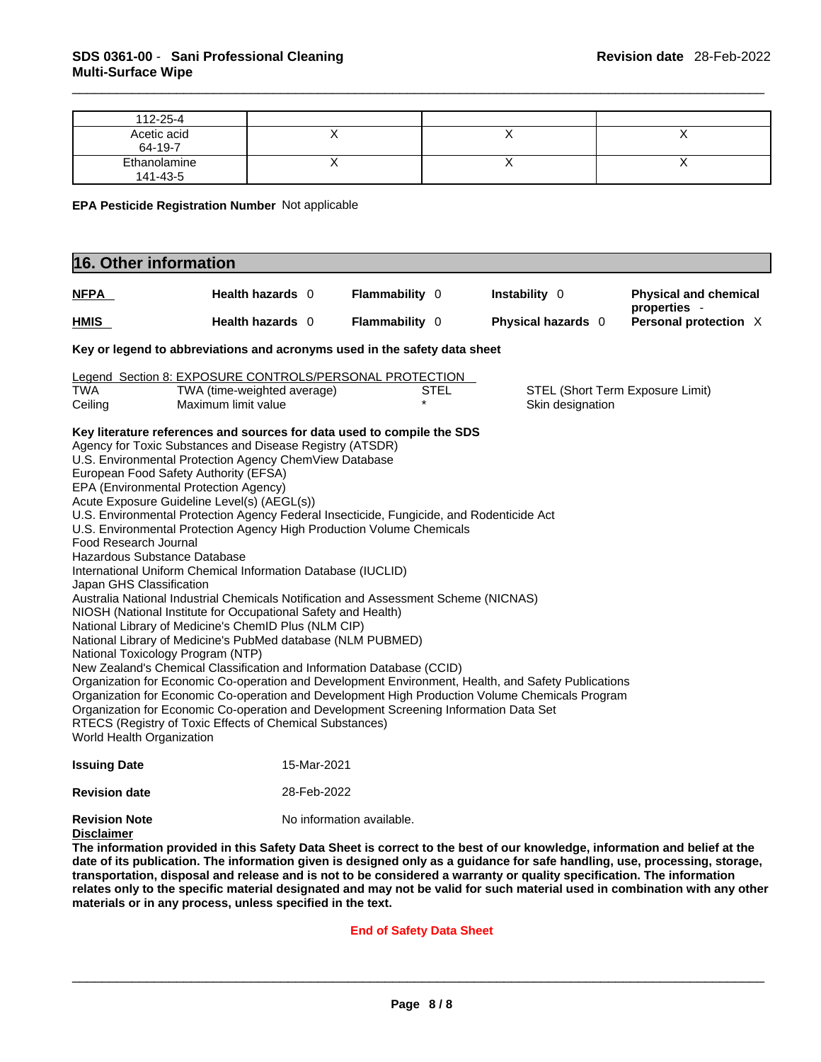| | | | |
|---|---|---|---|
| 112-25-4 | | | |
| Acetic acid 64-19-7 | X | X | X |
| Ethanolamine 141-43-5 | X | X | X |

**EPA Pesticide Registration Number** Not applicable

## 16. Other information

| | | | | |
|---|---|---|---|---|
| **NFPA** | **Health hazards** 0 | **Flammability** 0 | **Instability** 0 | **Physical and chemical properties** - |
| **HMIS** | **Health hazards** 0 | **Flammability** 0 | **Physical hazards** 0 | **Personal protection** X |

**Key or legend to abbreviations and acronyms used in the safety data sheet**

Legend Section 8: EXPOSURE CONTROLS/PERSONAL PROTECTION

| | | | |
|---|---|---|---|
| TWA | TWA (time-weighted average) | STEL | STEL (Short Term Exposure Limit) |
| Ceiling | Maximum limit value | * | Skin designation |

**Key literature references and sources for data used to compile the SDS**

Agency for Toxic Substances and Disease Registry (ATSDR)
U.S. Environmental Protection Agency ChemView Database
European Food Safety Authority (EFSA)
EPA (Environmental Protection Agency)
Acute Exposure Guideline Level(s) (AEGL(s))
U.S. Environmental Protection Agency Federal Insecticide, Fungicide, and Rodenticide Act
U.S. Environmental Protection Agency High Production Volume Chemicals
Food Research Journal
Hazardous Substance Database
International Uniform Chemical Information Database (IUCLID)
Japan GHS Classification
Australia National Industrial Chemicals Notification and Assessment Scheme (NICNAS)
NIOSH (National Institute for Occupational Safety and Health)
National Library of Medicine's ChemID Plus (NLM CIP)
National Library of Medicine's PubMed database (NLM PUBMED)
National Toxicology Program (NTP)
New Zealand's Chemical Classification and Information Database (CCID)
Organization for Economic Co-operation and Development Environment, Health, and Safety Publications
Organization for Economic Co-operation and Development High Production Volume Chemicals Program
Organization for Economic Co-operation and Development Screening Information Data Set
RTECS (Registry of Toxic Effects of Chemical Substances)
World Health Organization

**Issuing Date** 15-Mar-2021

**Revision date** 28-Feb-2022

**Revision Note** No information available.

**Disclaimer**

**The information provided in this Safety Data Sheet is correct to the best of our knowledge, information and belief at the date of its publication. The information given is designed only as a guidance for safe handling, use, processing, storage, transportation, disposal and release and is not to be considered a warranty or quality specification. The information relates only to the specific material designated and may not be valid for such material used in combination with any other materials or in any process, unless specified in the text.**

**End of Safety Data Sheet**